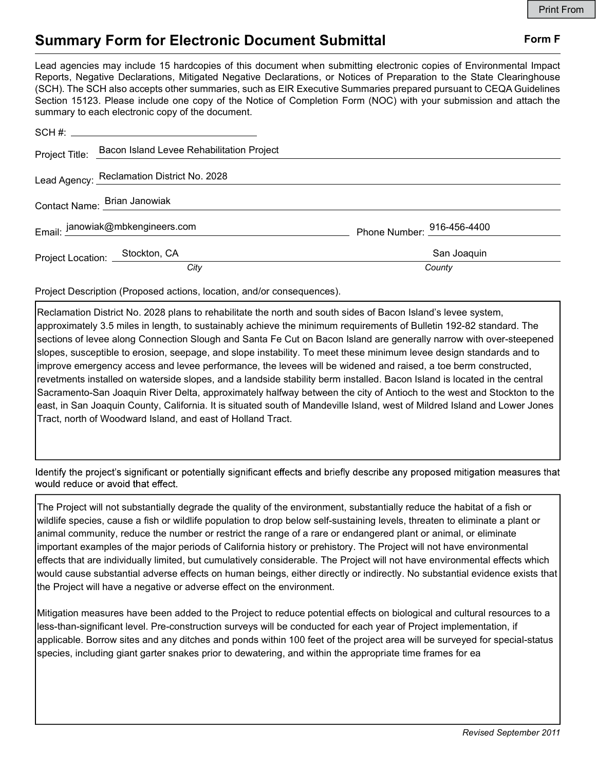Print From

# Summary Form for Electronic Document Submittal

**Form F**

Lead agencies may include 15 hardcopies of this document when submitting electronic copies of Environmental Impact Reports, Negative Declarations, Mitigated Negative Declarations, or Notices of Preparation to the State Clearinghouse (SCH). The SCH also accepts other summaries, such as EIR Executive Summaries prepared pursuant to CEQA Guidelines Section 15123. Please include one copy of the Notice of Completion Form (NOC) with your submission and attach the summary to each electronic copy of the document.

SCH #: 

Project Title: Bacon Island Levee Rehabilitation Project

Lead Agency: Reclamation District No. 2028

Contact Name: Brian Janowiak

Email: janowiak@mbkengineers.com

Phone Number: 916-456-4400

Project Location: Stockton, CA (*City*) San Joaquin (*County*)

Project Description (Proposed actions, location, and/or consequences).

Reclamation District No. 2028 plans to rehabilitate the north and south sides of Bacon Island's levee system, approximately 3.5 miles in length, to sustainably achieve the minimum requirements of Bulletin 192-82 standard. The sections of levee along Connection Slough and Santa Fe Cut on Bacon Island are generally narrow with over-steepened slopes, susceptible to erosion, seepage, and slope instability. To meet these minimum levee design standards and to improve emergency access and levee performance, the levees will be widened and raised, a toe berm constructed, revetments installed on waterside slopes, and a landside stability berm installed. Bacon Island is located in the central Sacramento-San Joaquin River Delta, approximately halfway between the city of Antioch to the west and Stockton to the east, in San Joaquin County, California. It is situated south of Mandeville Island, west of Mildred Island and Lower Jones Tract, north of Woodward Island, and east of Holland Tract.

Identify the project's significant or potentially significant effects and briefly describe any proposed mitigation measures that would reduce or avoid that effect.

The Project will not substantially degrade the quality of the environment, substantially reduce the habitat of a fish or wildlife species, cause a fish or wildlife population to drop below self-sustaining levels, threaten to eliminate a plant or animal community, reduce the number or restrict the range of a rare or endangered plant or animal, or eliminate important examples of the major periods of California history or prehistory. The Project will not have environmental effects that are individually limited, but cumulatively considerable. The Project will not have environmental effects which would cause substantial adverse effects on human beings, either directly or indirectly. No substantial evidence exists that the Project will have a negative or adverse effect on the environment.

Mitigation measures have been added to the Project to reduce potential effects on biological and cultural resources to a less-than-significant level. Pre-construction surveys will be conducted for each year of Project implementation, if applicable. Borrow sites and any ditches and ponds within 100 feet of the project area will be surveyed for special-status species, including giant garter snakes prior to dewatering, and within the appropriate time frames for ea

*Revised September 2011*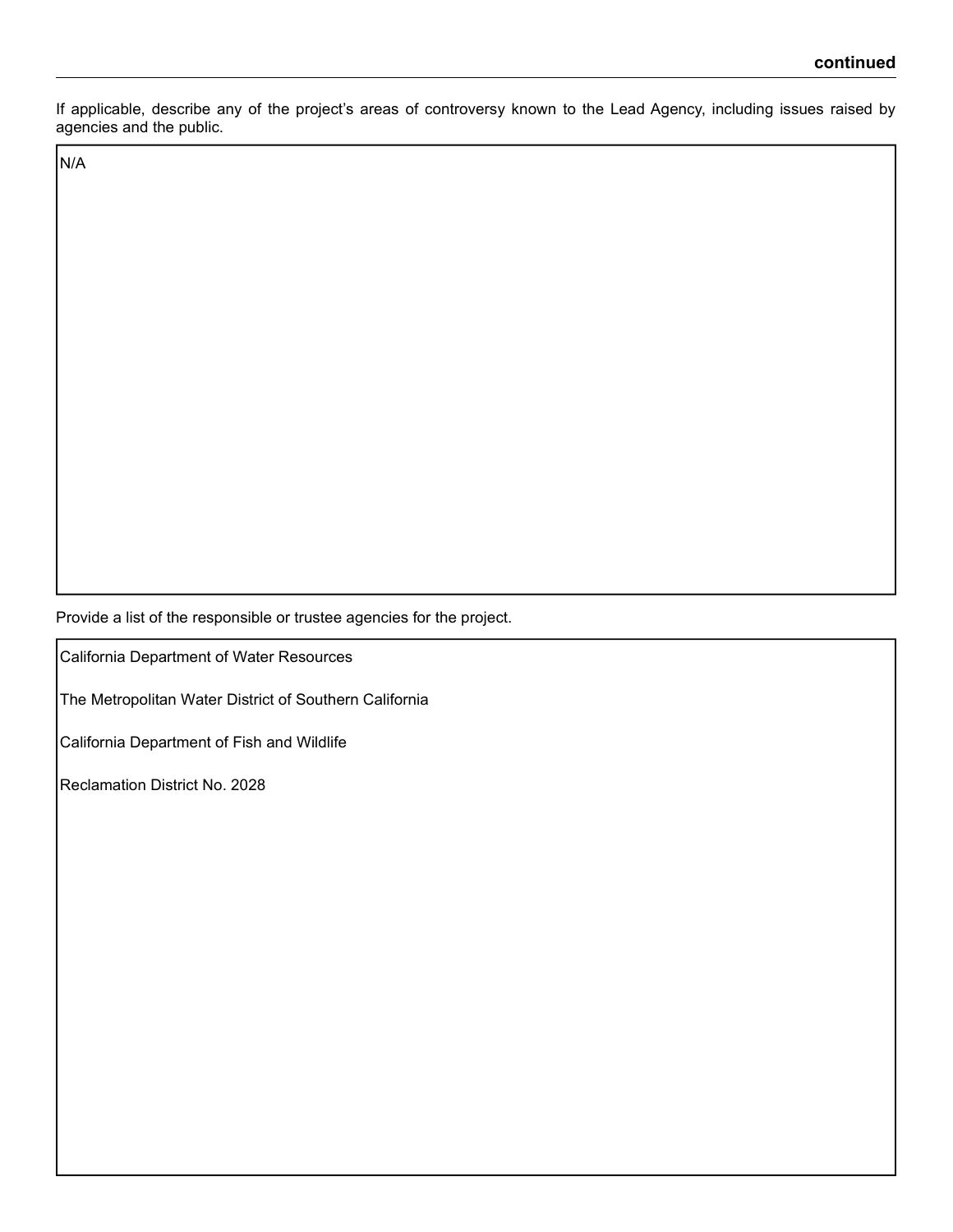**continued**

If applicable, describe any of the project's areas of controversy known to the Lead Agency, including issues raised by agencies and the public.

N/A

Provide a list of the responsible or trustee agencies for the project.

California Department of Water Resources

The Metropolitan Water District of Southern California

California Department of Fish and Wildlife

Reclamation District No. 2028